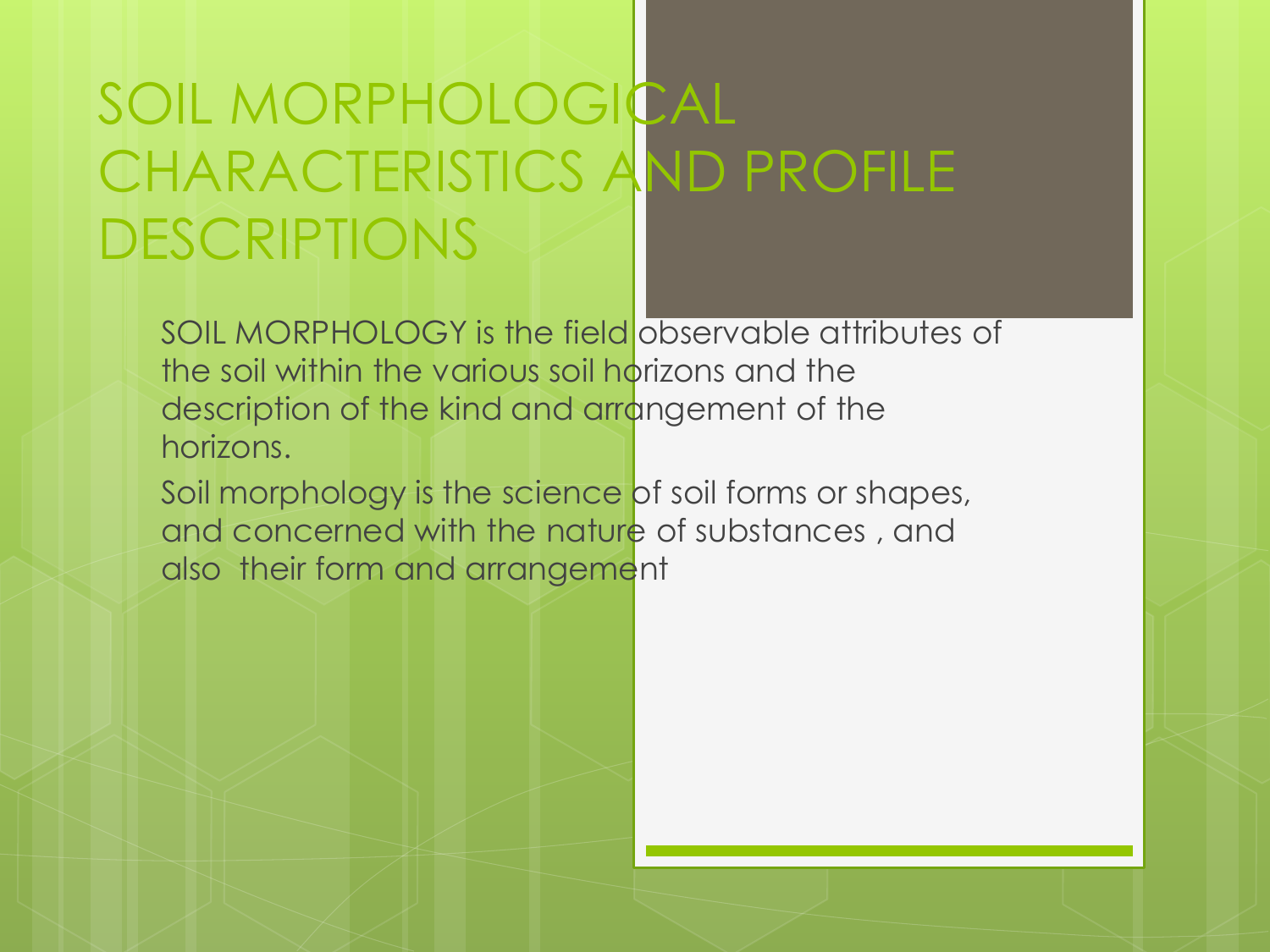# SOIL MORPHOLOGICAL CHARACTERISTICS AND PROFILE DESCRIPTIONS

SOIL MORPHOLOGY is the field observable attributes of the soil within the various soil horizons and the description of the kind and arrangement of the horizons.

Soil morphology is the science of soil forms or shapes, and concerned with the nature of substances , and also their form and arrangement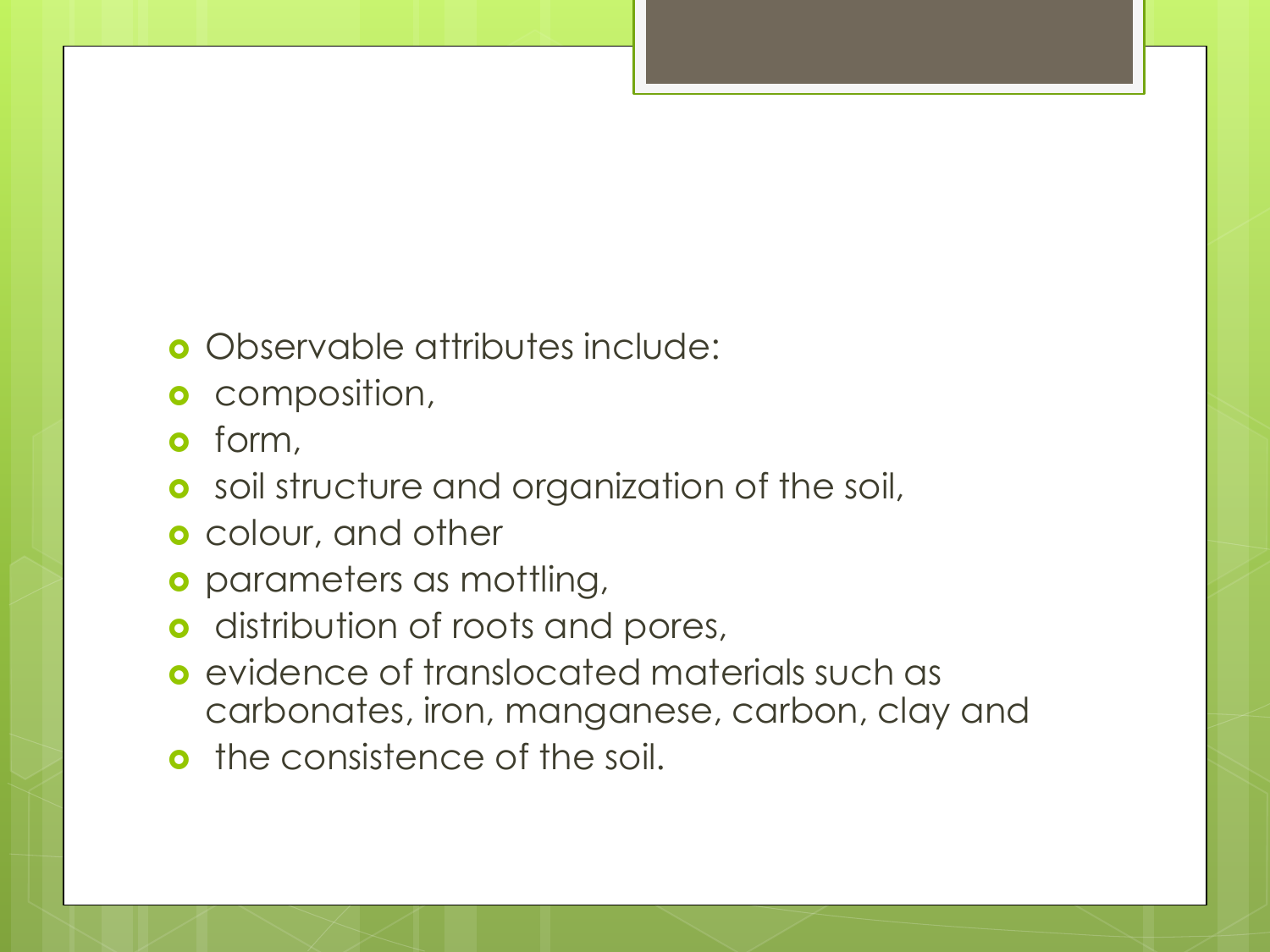- Observable attributes include:
- composition,
- form,
- soil structure and organization of the soil,
- colour, and other
- parameters as mottling,
- distribution of roots and pores,
- evidence of translocated materials such as carbonates, iron, manganese, carbon, clay and
- the consistence of the soil.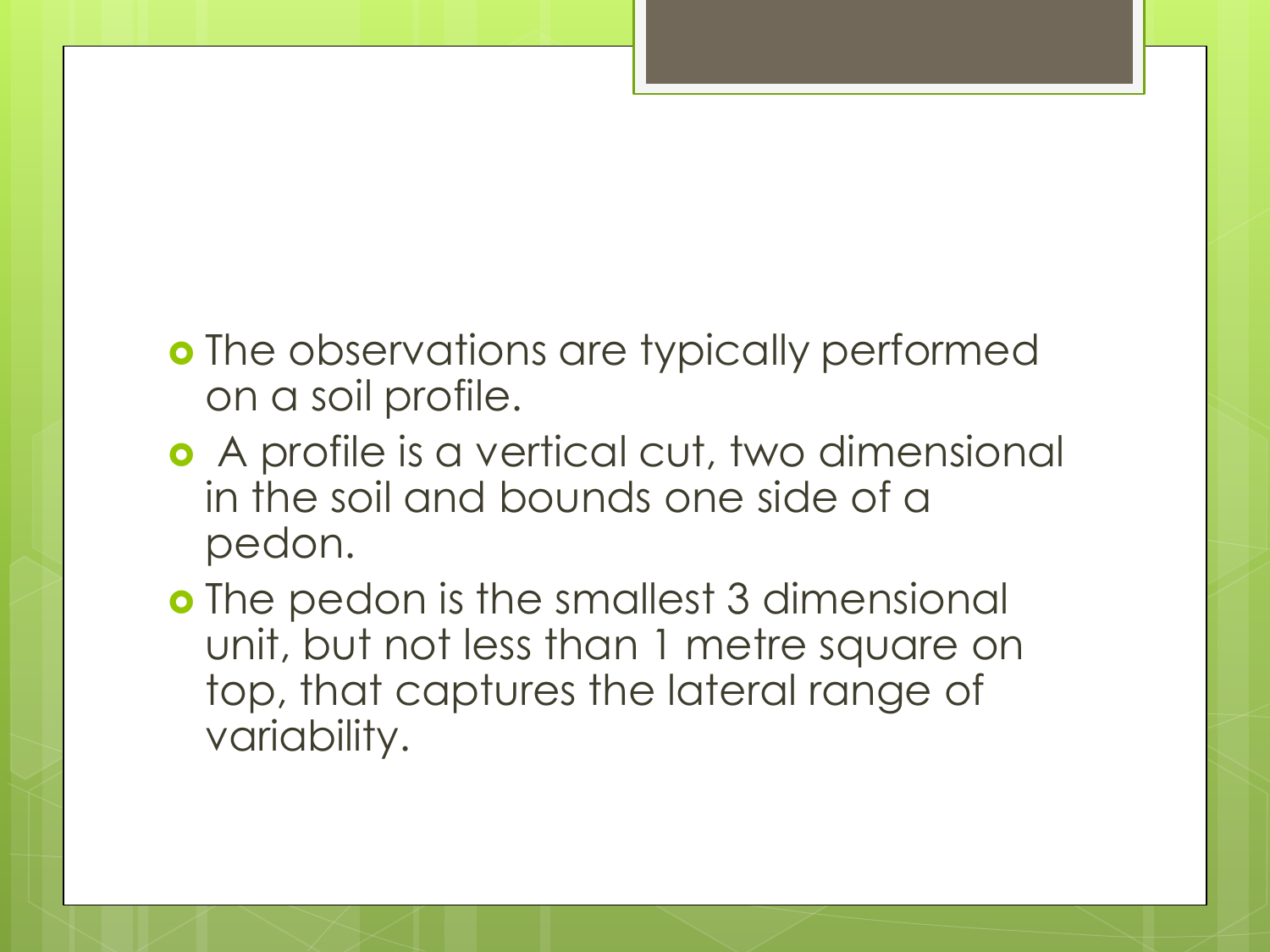- The observations are typically performed on a soil profile.
- A profile is a vertical cut, two dimensional in the soil and bounds one side of a pedon.
- The pedon is the smallest 3 dimensional unit, but not less than 1 metre square on top, that captures the lateral range of variability.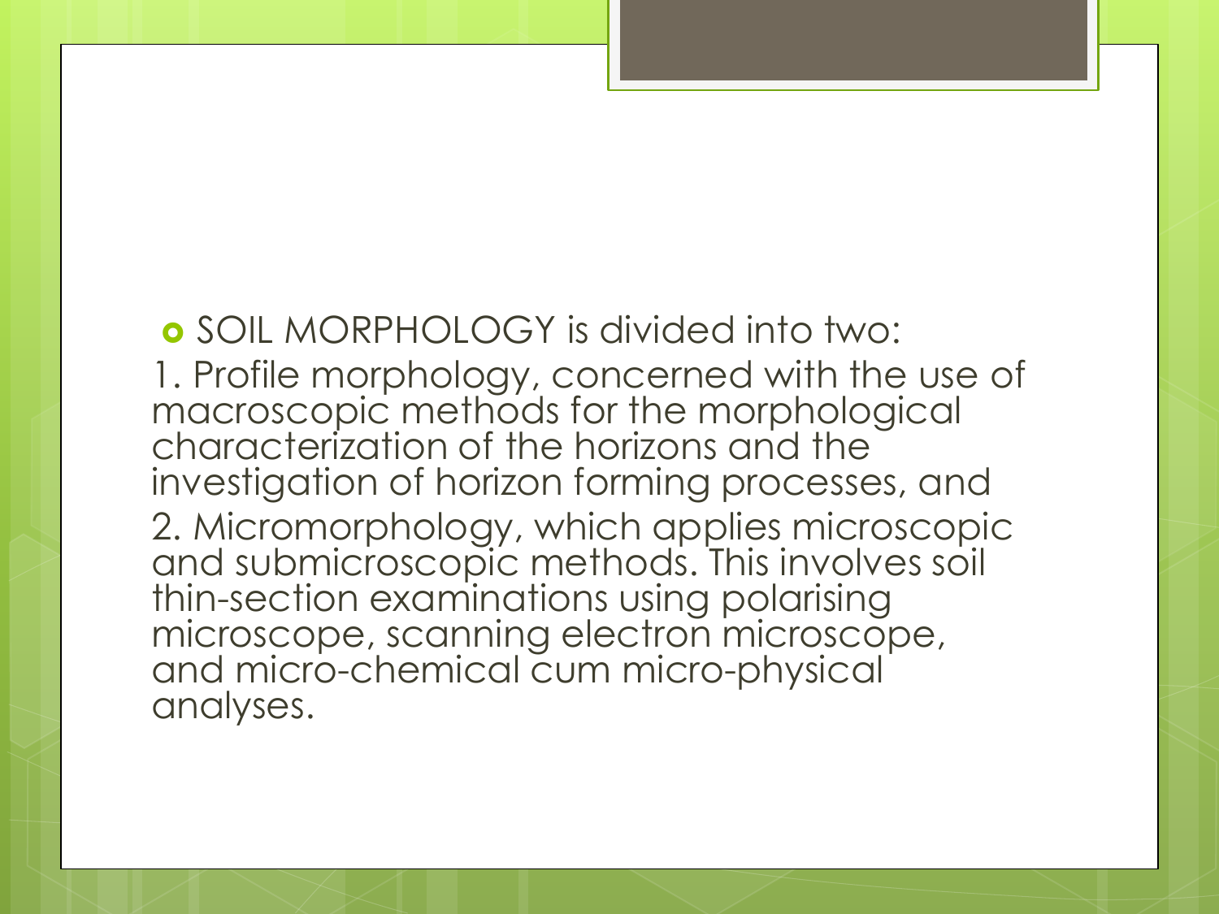- SOIL MORPHOLOGY is divided into two:

1. Profile morphology, concerned with the use of macroscopic methods for the morphological characterization of the horizons and the investigation of horizon forming processes, and
2. Micromorphology, which applies microscopic and submicroscopic methods. This involves soil thin-section examinations using polarising microscope, scanning electron microscope, and micro-chemical cum micro-physical analyses.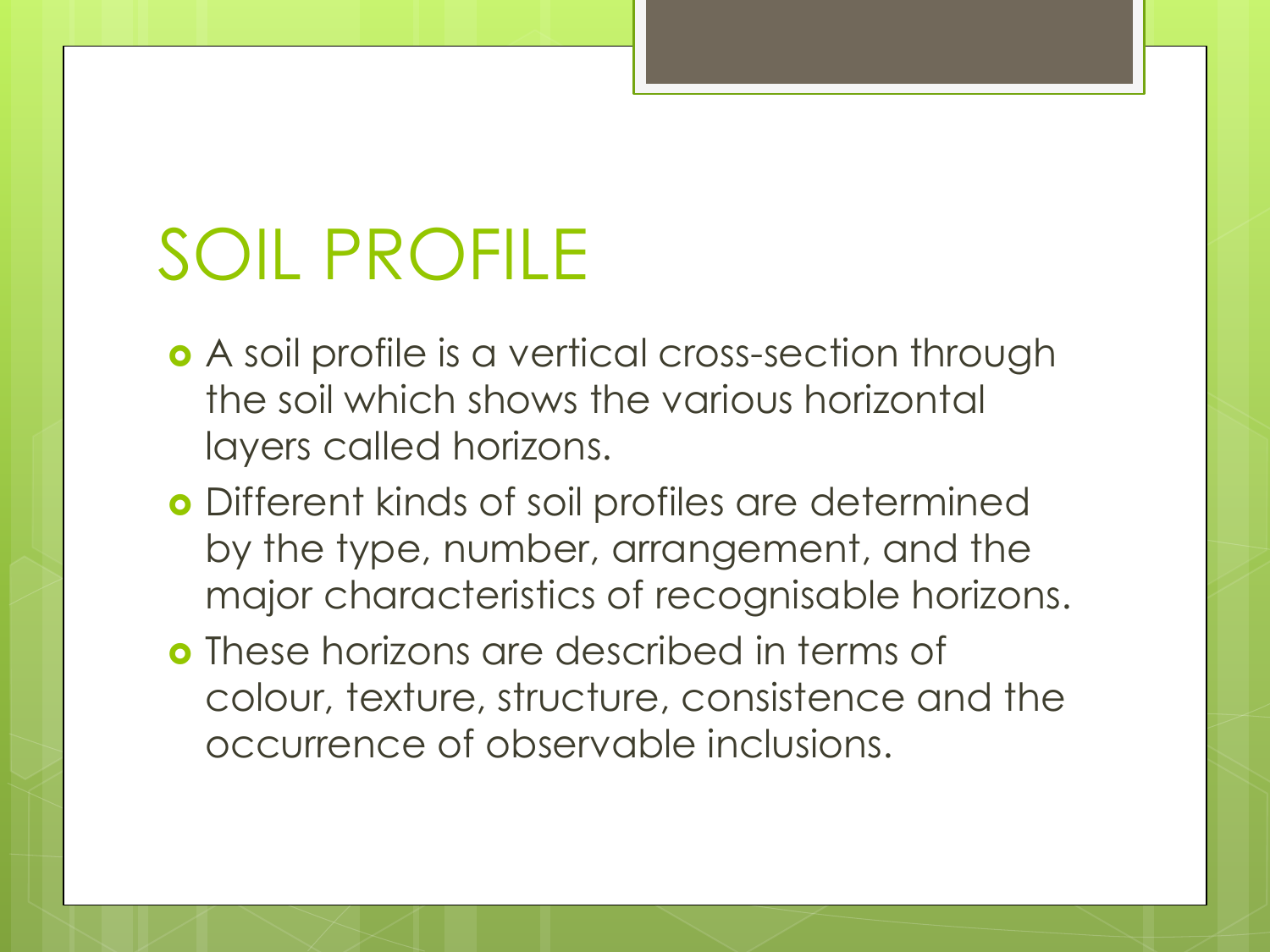# SOIL PROFILE

- A soil profile is a vertical cross-section through the soil which shows the various horizontal layers called horizons.
- Different kinds of soil profiles are determined by the type, number, arrangement, and the major characteristics of recognisable horizons.
- These horizons are described in terms of colour, texture, structure, consistence and the occurrence of observable inclusions.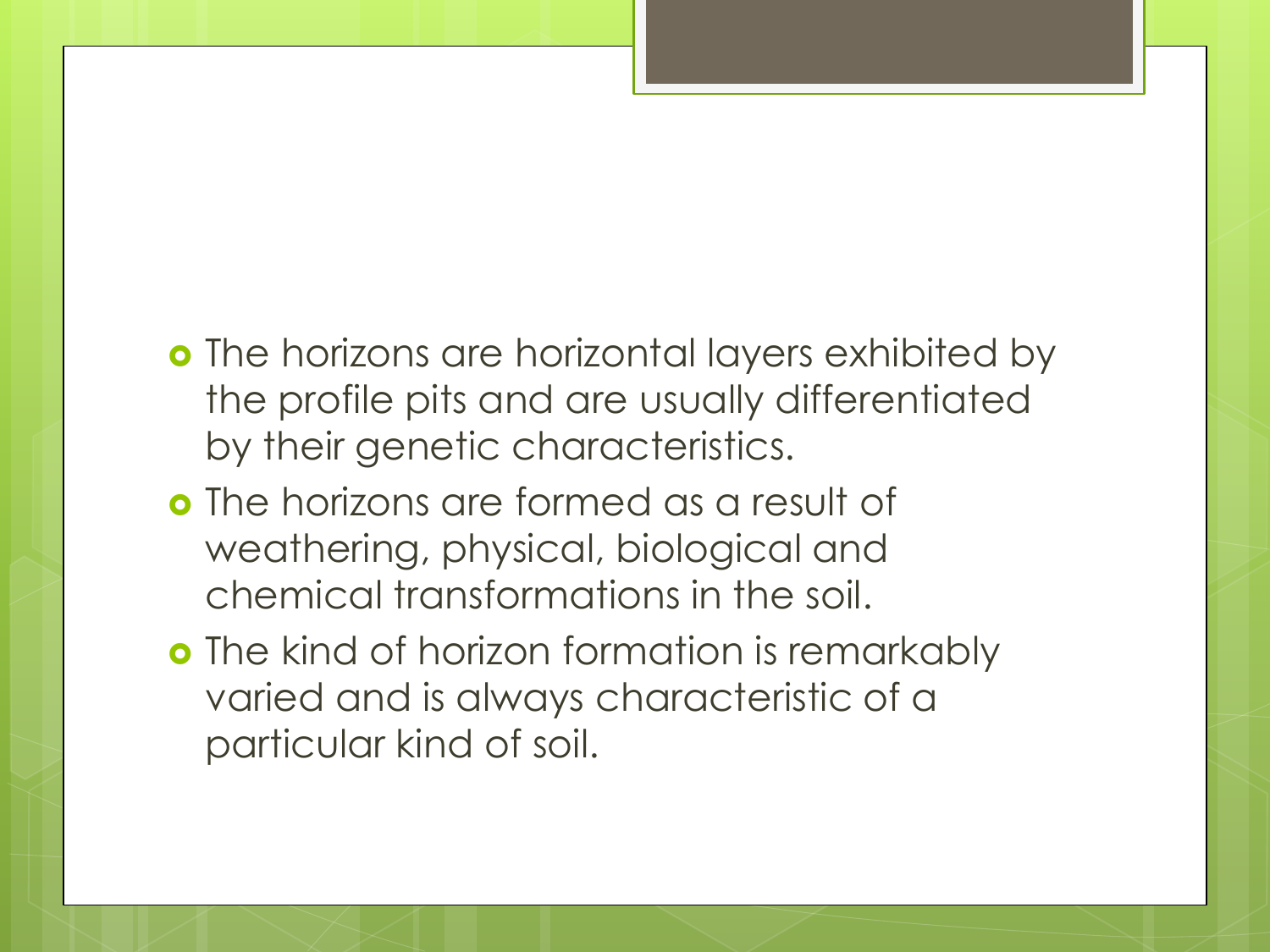- The horizons are horizontal layers exhibited by the profile pits and are usually differentiated by their genetic characteristics.
- The horizons are formed as a result of weathering, physical, biological and chemical transformations in the soil.
- The kind of horizon formation is remarkably varied and is always characteristic of a particular kind of soil.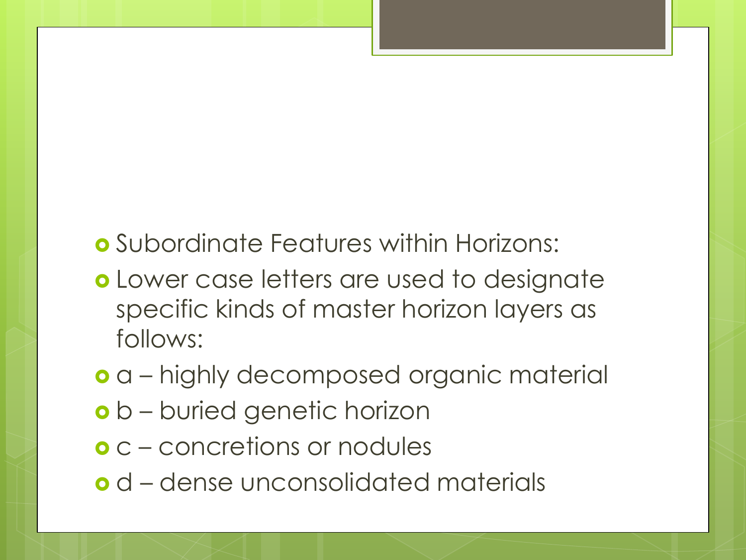- Subordinate Features within Horizons:
- Lower case letters are used to designate specific kinds of master horizon layers as follows:
- a – highly decomposed organic material
- b – buried genetic horizon
- c – concretions or nodules
- d – dense unconsolidated materials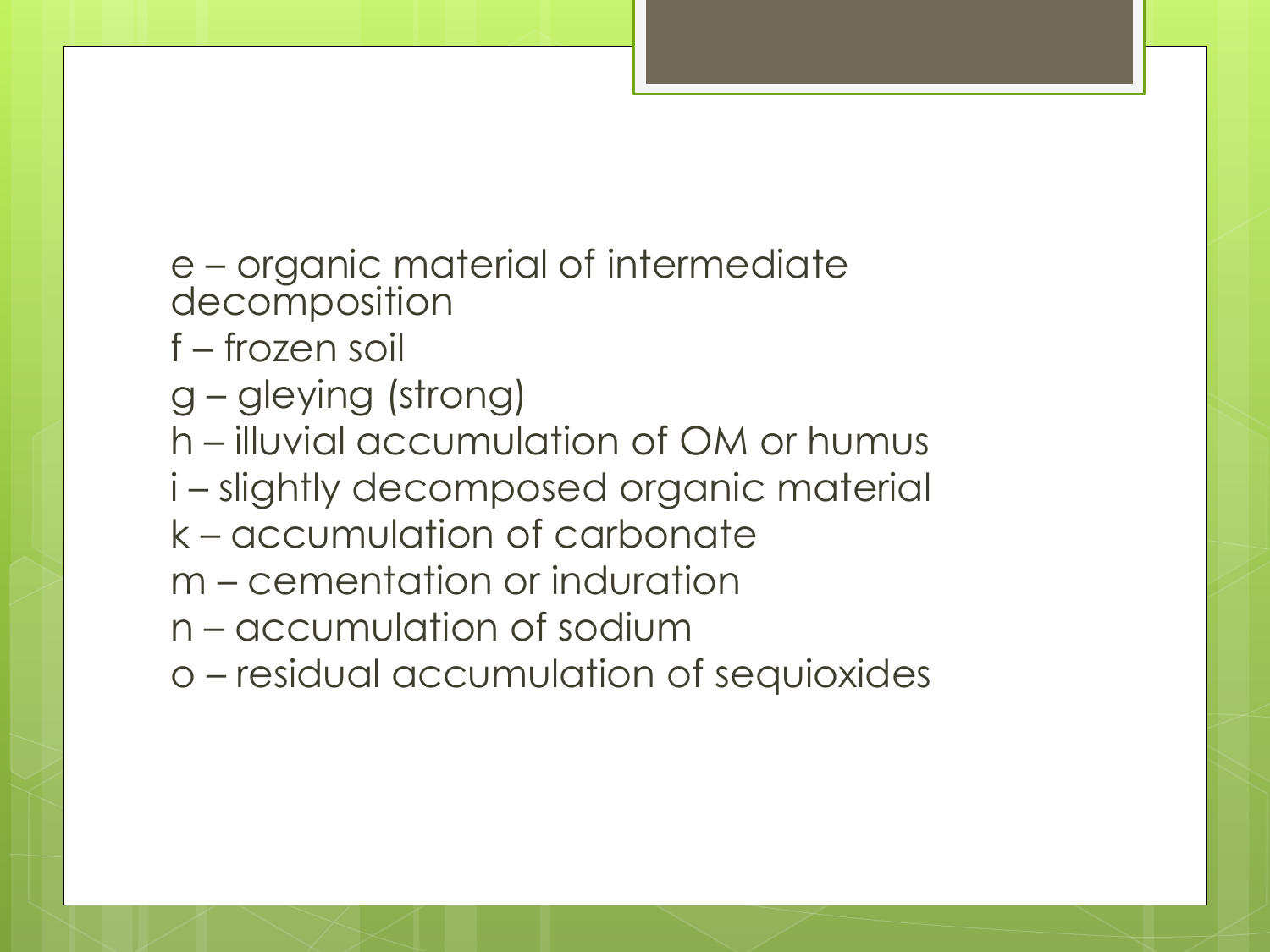e – organic material of intermediate decomposition

f – frozen soil

g – gleying (strong)

h – illuvial accumulation of OM or humus

i – slightly decomposed organic material

k – accumulation of carbonate

m – cementation or induration

n – accumulation of sodium

o – residual accumulation of sequioxides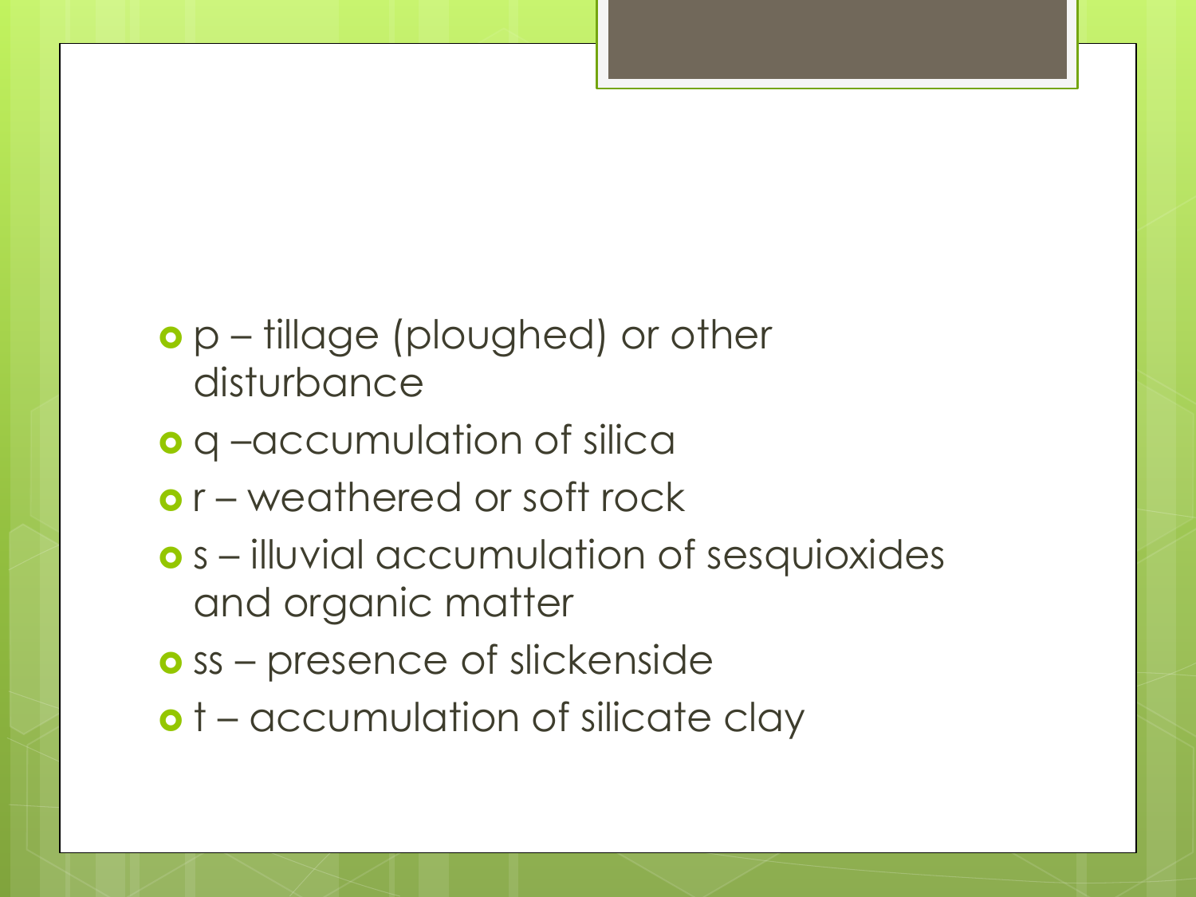- p – tillage (ploughed) or other disturbance
- q –accumulation of silica
- r – weathered or soft rock
- s – illuvial accumulation of sesquioxides and organic matter
- ss – presence of slickenside
- t – accumulation of silicate clay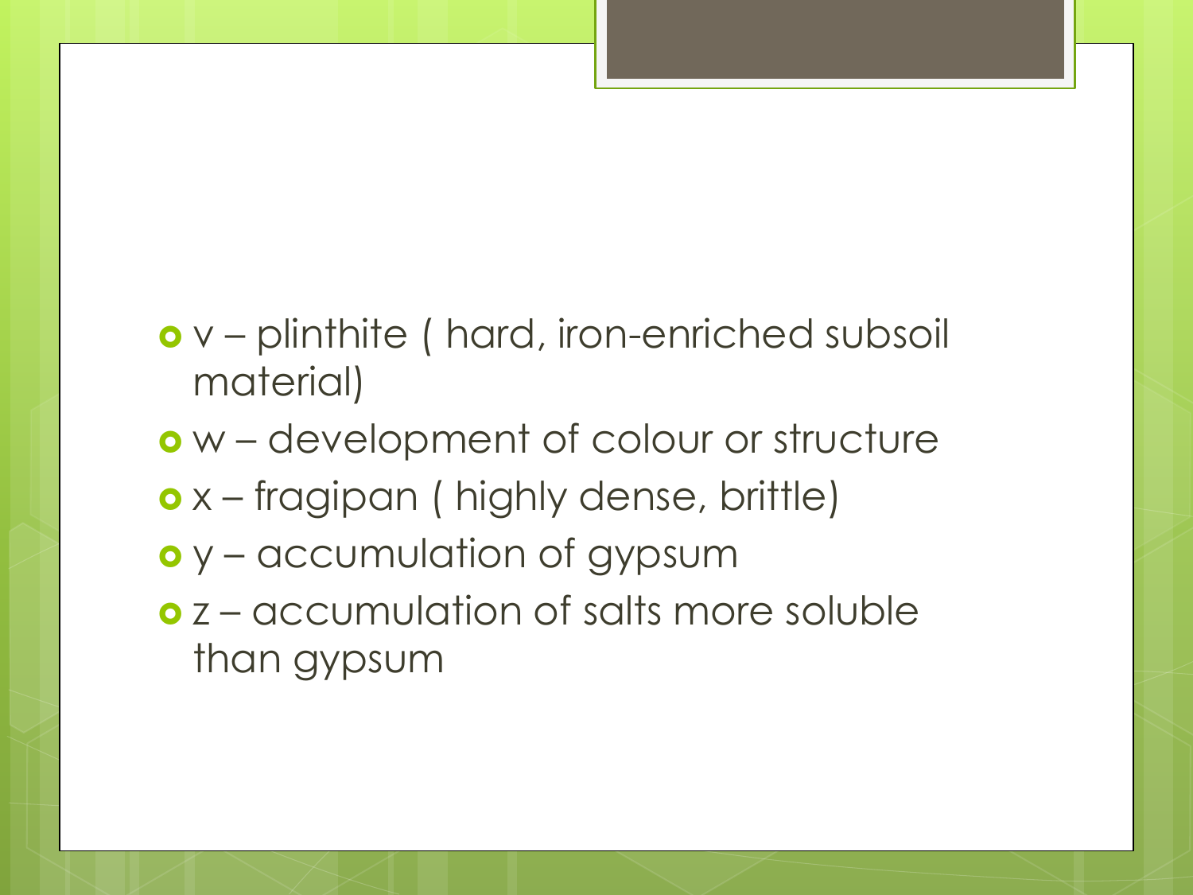- v – plinthite ( hard, iron-enriched subsoil material)
- w – development of colour or structure
- x – fragipan ( highly dense, brittle)
- y – accumulation of gypsum
- z – accumulation of salts more soluble than gypsum